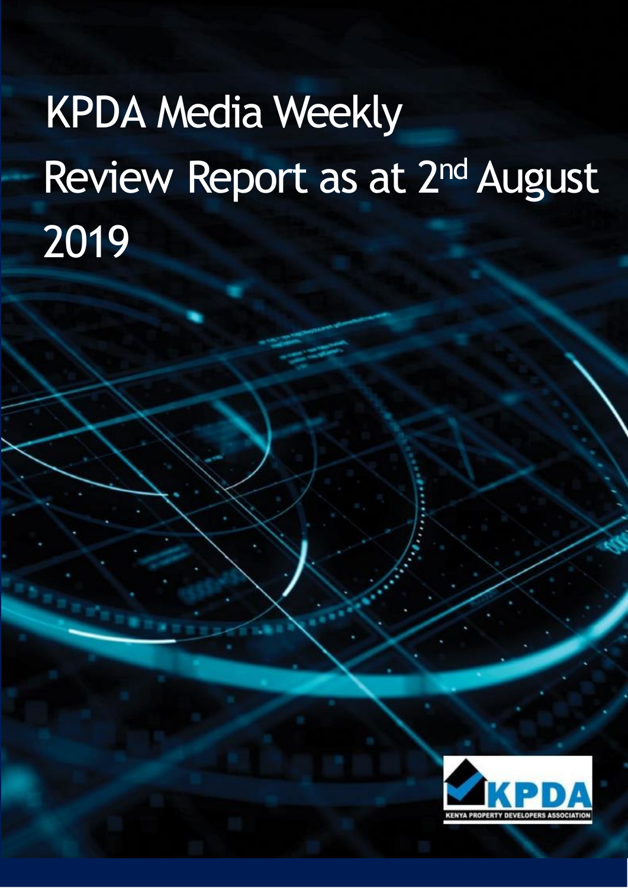# KPDA Media Weekly Review Report as at 2nd August 2019

KPDA

KENYA PROPERTY DEVELOPERS ASSOCIATION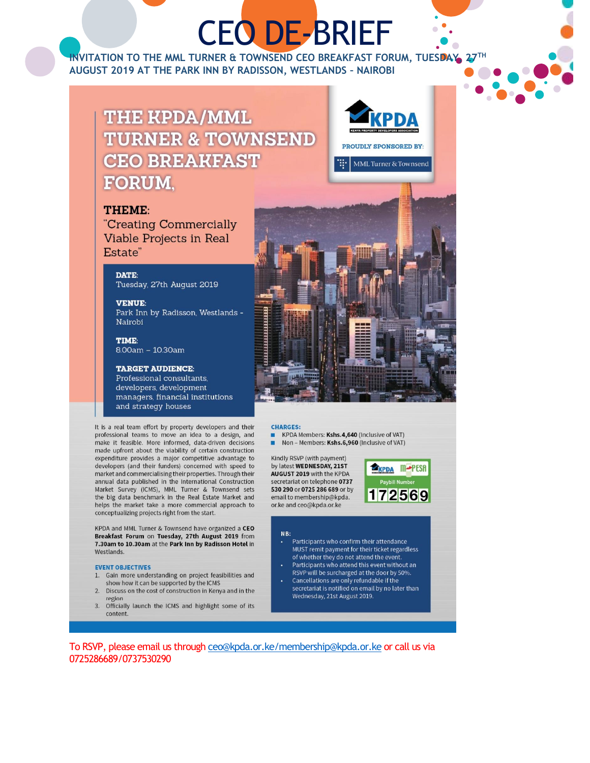# CEO DE-BRIEF

**INVITATION TO THE MML TURNER & TOWNSEND CEO BREAKFAST FORUM, TUESDAY, 27TH AUGUST 2019 AT THE PARK INN BY RADISSON, WESTLANDS – NAIROBI**

## THE KPDA/MML TURNER & TOWNSEND CEO BREAKFAST FORUM,

KPDA – KENYA PROPERTY DEVELOPERS ASSOCIATION

PROUDLY SPONSORED BY: MML Turner & Townsend

**THEME:**
"Creating Commercially Viable Projects in Real Estate"

**DATE:**
Tuesday, 27th August 2019

**VENUE:**
Park Inn by Radisson, Westlands - Nairobi

**TIME:**
8.00am – 10.30am

**TARGET AUDIENCE:**
Professional consultants, developers, development managers, financial institutions and strategy houses

It is a real team effort by property developers and their professional teams to move an idea to a design, and make it feasible. More informed, data-driven decisions made upfront about the viability of certain construction expenditure provides a major competitive advantage to developers (and their funders) concerned with speed to market and commercialising their properties. Through their annual data published in the International Construction Market Survey (ICMS), MML Turner & Townsend sets the big data benchmark in the Real Estate Market and helps the market take a more commercial approach to conceptualizing projects right from the start.

KPDA and MML Turner & Townsend have organized a **CEO Breakfast Forum** on **Tuesday, 27th August 2019** from **7.30am to 10.30am** at the **Park Inn by Radisson Hotel** in Westlands.

**EVENT OBJECTIVES**

1. Gain more understanding on project feasibilities and show how it can be supported by the ICMS
2. Discuss on the cost of construction in Kenya and in the region
3. Officially launch the ICMS and highlight some of its content.

**CHARGES:**

- KPDA Members: **Kshs.4,640** (Inclusive of VAT)
- Non – Members: **Kshs.6,960** (Inclusive of VAT)

Kindly RSVP (with payment) by latest **WEDNESDAY, 21ST AUGUST 2019** with the KPDA secretariat on telephone **0737 530 290** or **0725 286 689** or by email to membership@kpda.or.ke and ceo@kpda.or.ke

KPDA M-PESA Paybill Number **172569**

**NB:**

- Participants who confirm their attendance MUST remit payment for their ticket regardless of whether they do not attend the event.
- Participants who attend this event without an RSVP will be surcharged at the door by 50%.
- Cancellations are only refundable if the secretariat is notified on email by no later than Wednesday, 21st August 2019.

To RSVP, please email us through ceo@kpda.or.ke/membership@kpda.or.ke or call us via 0725286689/0737530290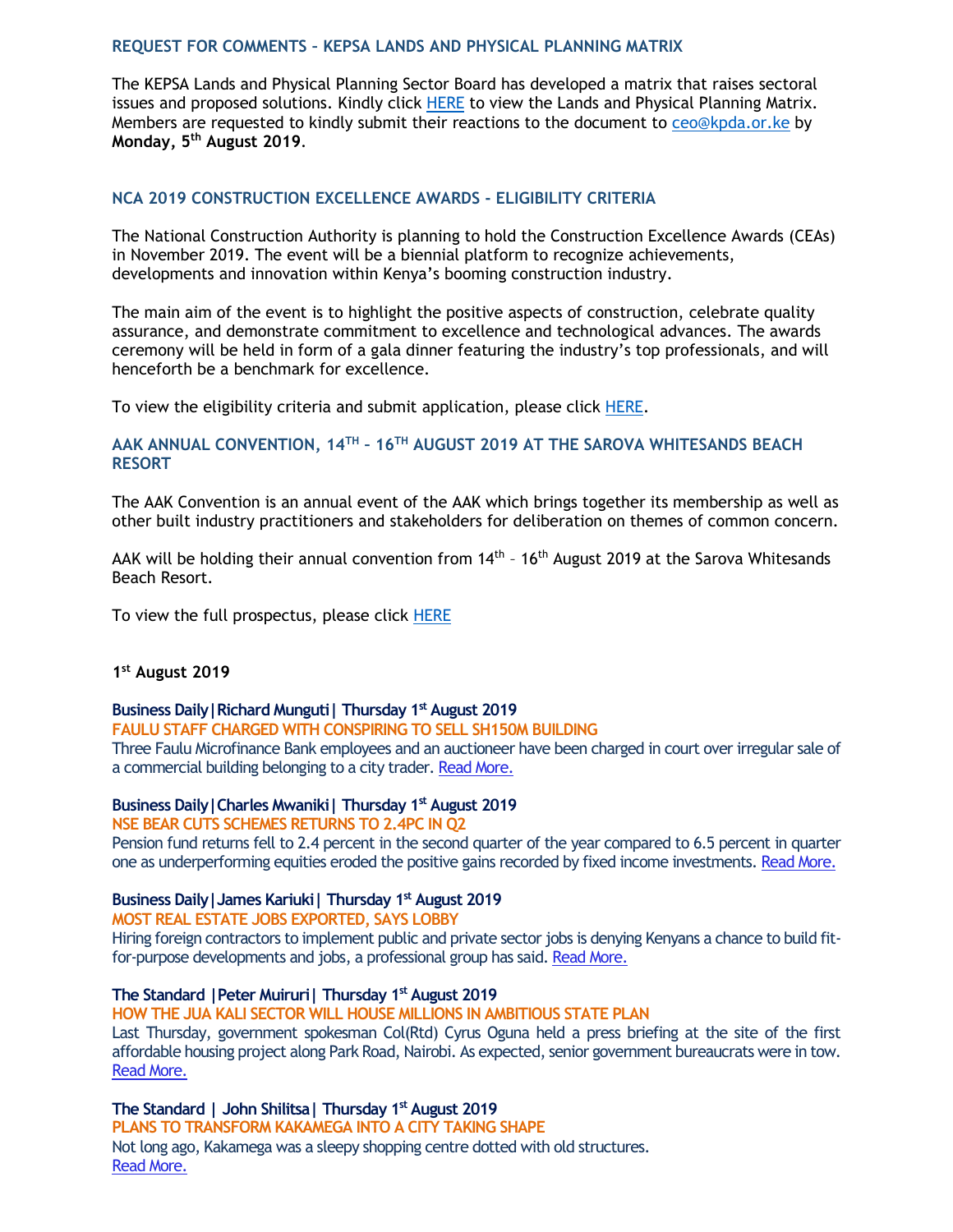### REQUEST FOR COMMENTS – KEPSA LANDS AND PHYSICAL PLANNING MATRIX

The KEPSA Lands and Physical Planning Sector Board has developed a matrix that raises sectoral issues and proposed solutions. Kindly click HERE to view the Lands and Physical Planning Matrix. Members are requested to kindly submit their reactions to the document to ceo@kpda.or.ke by **Monday, 5th August 2019**.

### NCA 2019 CONSTRUCTION EXCELLENCE AWARDS - ELIGIBILITY CRITERIA

The National Construction Authority is planning to hold the Construction Excellence Awards (CEAs) in November 2019. The event will be a biennial platform to recognize achievements, developments and innovation within Kenya's booming construction industry.

The main aim of the event is to highlight the positive aspects of construction, celebrate quality assurance, and demonstrate commitment to excellence and technological advances. The awards ceremony will be held in form of a gala dinner featuring the industry's top professionals, and will henceforth be a benchmark for excellence.

To view the eligibility criteria and submit application, please click HERE.

### AAK ANNUAL CONVENTION, 14TH – 16TH AUGUST 2019 AT THE SAROVA WHITESANDS BEACH RESORT

The AAK Convention is an annual event of the AAK which brings together its membership as well as other built industry practitioners and stakeholders for deliberation on themes of common concern.

AAK will be holding their annual convention from 14th – 16th August 2019 at the Sarova Whitesands Beach Resort.

To view the full prospectus, please click HERE

**1st August 2019**

**Business Daily|Richard Munguti| Thursday 1st August 2019**
**FAULU STAFF CHARGED WITH CONSPIRING TO SELL SH150M BUILDING**
Three Faulu Microfinance Bank employees and an auctioneer have been charged in court over irregular sale of a commercial building belonging to a city trader. Read More.

**Business Daily|Charles Mwaniki| Thursday 1st August 2019**
**NSE BEAR CUTS SCHEMES RETURNS TO 2.4PC IN Q2**
Pension fund returns fell to 2.4 percent in the second quarter of the year compared to 6.5 percent in quarter one as underperforming equities eroded the positive gains recorded by fixed income investments. Read More.

**Business Daily|James Kariuki| Thursday 1st August 2019**
**MOST REAL ESTATE JOBS EXPORTED, SAYS LOBBY**
Hiring foreign contractors to implement public and private sector jobs is denying Kenyans a chance to build fit-for-purpose developments and jobs, a professional group has said. Read More.

**The Standard |Peter Muiruri| Thursday 1st August 2019**
**HOW THE JUA KALI SECTOR WILL HOUSE MILLIONS IN AMBITIOUS STATE PLAN**
Last Thursday, government spokesman Col(Rtd) Cyrus Oguna held a press briefing at the site of the first affordable housing project along Park Road, Nairobi. As expected, senior government bureaucrats were in tow. Read More.

**The Standard | John Shilitsa| Thursday 1st August 2019**
**PLANS TO TRANSFORM KAKAMEGA INTO A CITY TAKING SHAPE**
Not long ago, Kakamega was a sleepy shopping centre dotted with old structures. Read More.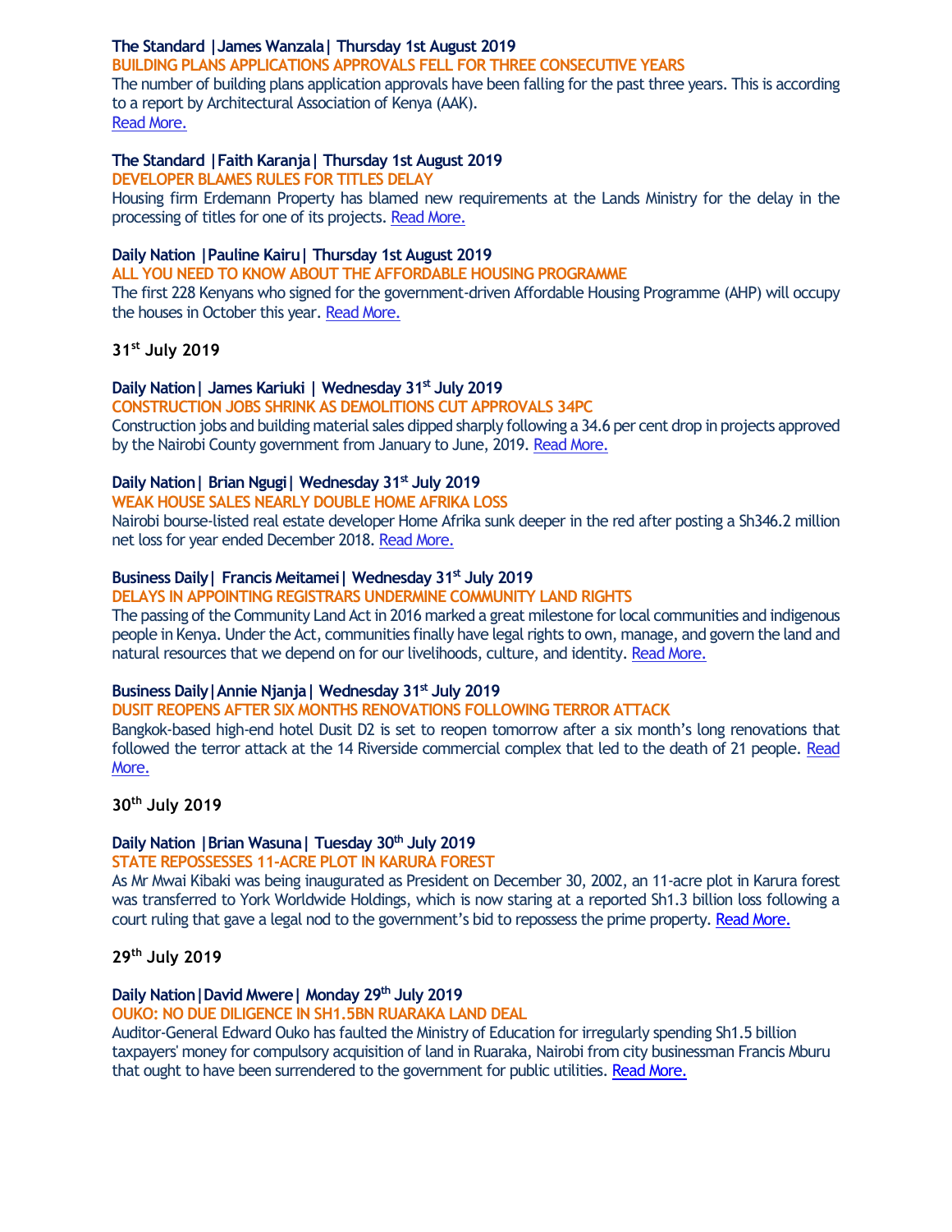**The Standard |James Wanzala| Thursday 1st August 2019**

**BUILDING PLANS APPLICATIONS APPROVALS FELL FOR THREE CONSECUTIVE YEARS**

The number of building plans application approvals have been falling for the past three years. This is according to a report by Architectural Association of Kenya (AAK).
Read More.

**The Standard |Faith Karanja| Thursday 1st August 2019**

**DEVELOPER BLAMES RULES FOR TITLES DELAY**

Housing firm Erdemann Property has blamed new requirements at the Lands Ministry for the delay in the processing of titles for one of its projects. Read More.

**Daily Nation |Pauline Kairu| Thursday 1st August 2019**

**ALL YOU NEED TO KNOW ABOUT THE AFFORDABLE HOUSING PROGRAMME**

The first 228 Kenyans who signed for the government-driven Affordable Housing Programme (AHP) will occupy the houses in October this year. Read More.

## 31st July 2019

**Daily Nation| James Kariuki | Wednesday 31st July 2019**

**CONSTRUCTION JOBS SHRINK AS DEMOLITIONS CUT APPROVALS 34PC**

Construction jobs and building material sales dipped sharply following a 34.6 per cent drop in projects approved by the Nairobi County government from January to June, 2019. Read More.

**Daily Nation| Brian Ngugi| Wednesday 31st July 2019**

**WEAK HOUSE SALES NEARLY DOUBLE HOME AFRIKA LOSS**

Nairobi bourse-listed real estate developer Home Afrika sunk deeper in the red after posting a Sh346.2 million net loss for year ended December 2018. Read More.

**Business Daily| Francis Meitamei| Wednesday 31st July 2019**

**DELAYS IN APPOINTING REGISTRARS UNDERMINE COMMUNITY LAND RIGHTS**

The passing of the Community Land Act in 2016 marked a great milestone for local communities and indigenous people in Kenya. Under the Act, communities finally have legal rights to own, manage, and govern the land and natural resources that we depend on for our livelihoods, culture, and identity. Read More.

**Business Daily|Annie Njanja| Wednesday 31st July 2019**

**DUSIT REOPENS AFTER SIX MONTHS RENOVATIONS FOLLOWING TERROR ATTACK**

Bangkok-based high-end hotel Dusit D2 is set to reopen tomorrow after a six month's long renovations that followed the terror attack at the 14 Riverside commercial complex that led to the death of 21 people. Read More.

## 30th July 2019

**Daily Nation |Brian Wasuna| Tuesday 30th July 2019**

**STATE REPOSSESSES 11-ACRE PLOT IN KARURA FOREST**

As Mr Mwai Kibaki was being inaugurated as President on December 30, 2002, an 11-acre plot in Karura forest was transferred to York Worldwide Holdings, which is now staring at a reported Sh1.3 billion loss following a court ruling that gave a legal nod to the government's bid to repossess the prime property. Read More.

## 29th July 2019

**Daily Nation|David Mwere| Monday 29th July 2019**

**OUKO: NO DUE DILIGENCE IN SH1.5BN RUARAKA LAND DEAL**

Auditor-General Edward Ouko has faulted the Ministry of Education for irregularly spending Sh1.5 billion taxpayers' money for compulsory acquisition of land in Ruaraka, Nairobi from city businessman Francis Mburu that ought to have been surrendered to the government for public utilities. Read More.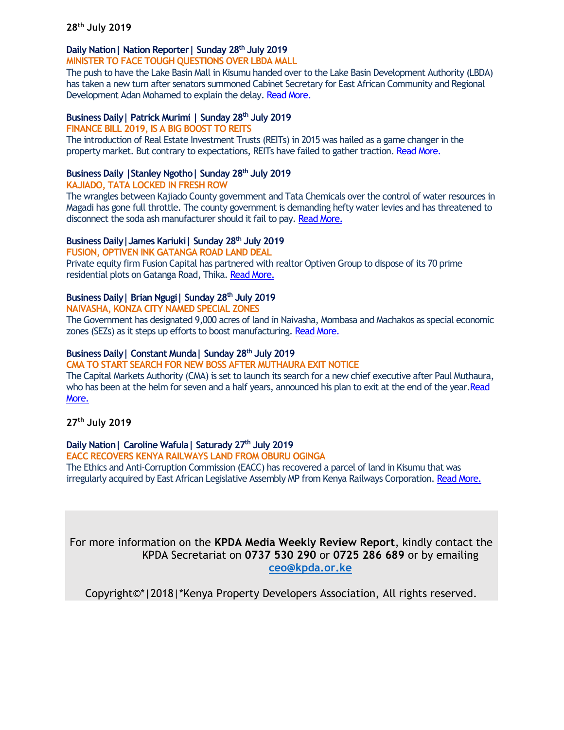**28th July 2019**

**Daily Nation| Nation Reporter| Sunday 28th July 2019**

**MINISTER TO FACE TOUGH QUESTIONS OVER LBDA MALL**

The push to have the Lake Basin Mall in Kisumu handed over to the Lake Basin Development Authority (LBDA) has taken a new turn after senators summoned Cabinet Secretary for East African Community and Regional Development Adan Mohamed to explain the delay. Read More.

**Business Daily| Patrick Murimi | Sunday 28th July 2019**

**FINANCE BILL 2019, IS A BIG BOOST TO REITS**

The introduction of Real Estate Investment Trusts (REITs) in 2015 was hailed as a game changer in the property market. But contrary to expectations, REITs have failed to gather traction. Read More.

**Business Daily |Stanley Ngotho| Sunday 28th July 2019**

**KAJIADO, TATA LOCKED IN FRESH ROW**

The wrangles between Kajiado County government and Tata Chemicals over the control of water resources in Magadi has gone full throttle. The county government is demanding hefty water levies and has threatened to disconnect the soda ash manufacturer should it fail to pay. Read More.

**Business Daily|James Kariuki| Sunday 28th July 2019**

**FUSION, OPTIVEN INK GATANGA ROAD LAND DEAL**

Private equity firm Fusion Capital has partnered with realtor Optiven Group to dispose of its 70 prime residential plots on Gatanga Road, Thika. Read More.

**Business Daily| Brian Ngugi| Sunday 28th July 2019**

**NAIVASHA, KONZA CITY NAMED SPECIAL ZONES**

The Government has designated 9,000 acres of land in Naivasha, Mombasa and Machakos as special economic zones (SEZs) as it steps up efforts to boost manufacturing. Read More.

**Business Daily| Constant Munda| Sunday 28th July 2019**

**CMA TO START SEARCH FOR NEW BOSS AFTER MUTHAURA EXIT NOTICE**

The Capital Markets Authority (CMA) is set to launch its search for a new chief executive after Paul Muthaura, who has been at the helm for seven and a half years, announced his plan to exit at the end of the year. Read More.

**27th July 2019**

**Daily Nation| Caroline Wafula| Saturady 27th July 2019**

**EACC RECOVERS KENYA RAILWAYS LAND FROM OBURU OGINGA**

The Ethics and Anti-Corruption Commission (EACC) has recovered a parcel of land in Kisumu that was irregularly acquired by East African Legislative Assembly MP from Kenya Railways Corporation. Read More.

For more information on the **KPDA Media Weekly Review Report**, kindly contact the KPDA Secretariat on **0737 530 290** or **0725 286 689** or by emailing **ceo@kpda.or.ke**

Copyright©*|2018|*Kenya Property Developers Association, All rights reserved.